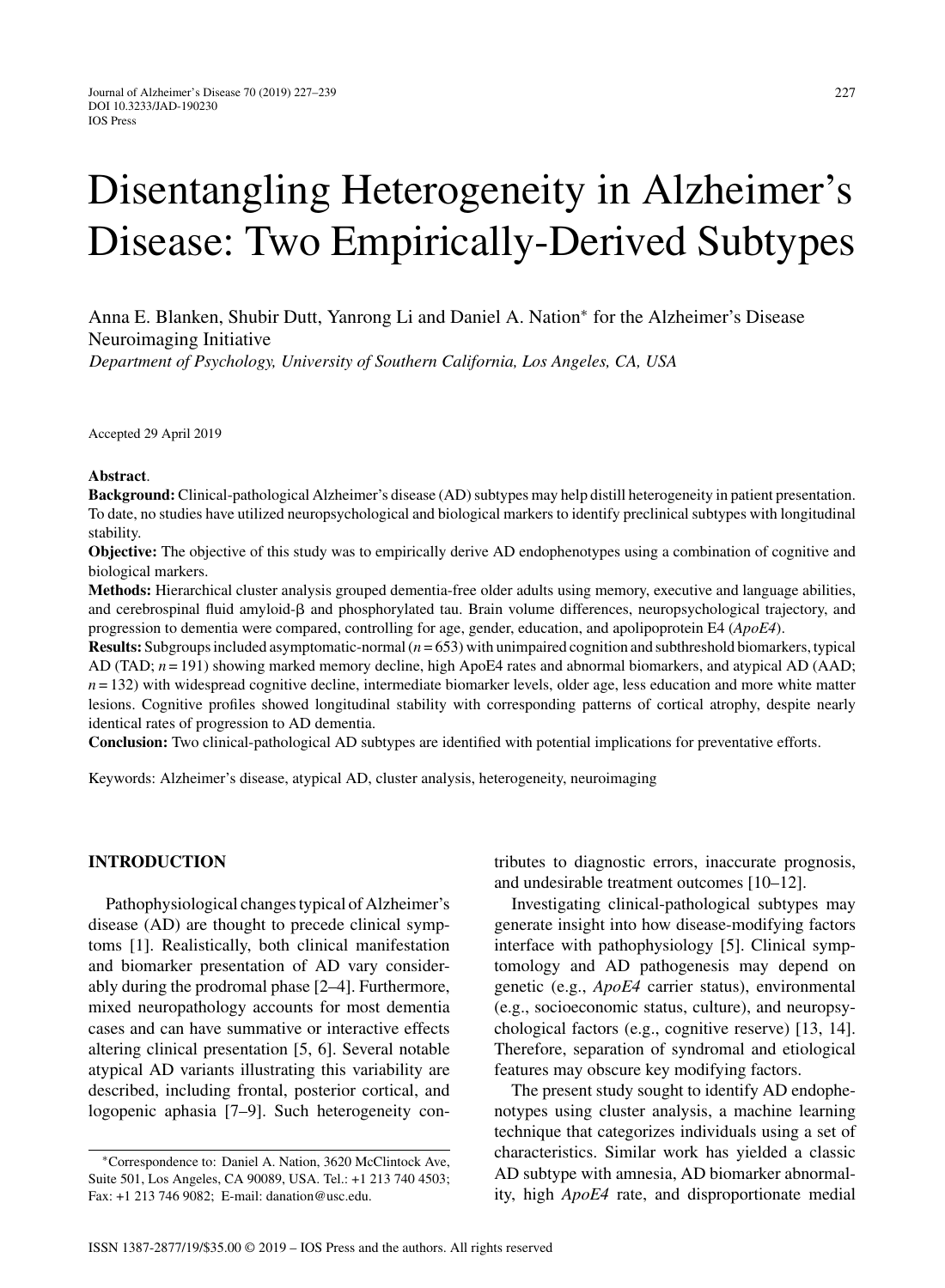# Disentangling Heterogeneity in Alzheimer's Disease: Two Empirically-Derived Subtypes

Anna E. Blanken, Shubir Dutt, Yanrong Li and Daniel A. Nation* for the Alzheimer's Disease Neuroimaging Initiative

*Department of Psychology, University of Southern California, Los Angeles, CA, USA*

Accepted 29 April 2019

**Abstract**.

**Background:** Clinical-pathological Alzheimer's disease (AD) subtypes may help distill heterogeneity in patient presentation. To date, no studies have utilized neuropsychological and biological markers to identify preclinical subtypes with longitudinal stability.

**Objective:** The objective of this study was to empirically derive AD endophenotypes using a combination of cognitive and biological markers.

**Methods:** Hierarchical cluster analysis grouped dementia-free older adults using memory, executive and language abilities, and cerebrospinal fluid amyloid-β and phosphorylated tau. Brain volume differences, neuropsychological trajectory, and progression to dementia were compared, controlling for age, gender, education, and apolipoprotein E4 (*ApoE4*).

**Results:** Subgroups included asymptomatic-normal ($n = 653$) with unimpaired cognition and subthreshold biomarkers, typical AD (TAD; $n = 191$) showing marked memory decline, high ApoE4 rates and abnormal biomarkers, and atypical AD (AAD; $n = 132$) with widespread cognitive decline, intermediate biomarker levels, older age, less education and more white matter lesions. Cognitive profiles showed longitudinal stability with corresponding patterns of cortical atrophy, despite nearly identical rates of progression to AD dementia.

**Conclusion:** Two clinical-pathological AD subtypes are identified with potential implications for preventative efforts.

Keywords: Alzheimer's disease, atypical AD, cluster analysis, heterogeneity, neuroimaging

## INTRODUCTION

Pathophysiological changes typical of Alzheimer's disease (AD) are thought to precede clinical symptoms [1]. Realistically, both clinical manifestation and biomarker presentation of AD vary considerably during the prodromal phase [2–4]. Furthermore, mixed neuropathology accounts for most dementia cases and can have summative or interactive effects altering clinical presentation [5, 6]. Several notable atypical AD variants illustrating this variability are described, including frontal, posterior cortical, and logopenic aphasia [7–9]. Such heterogeneity contributes to diagnostic errors, inaccurate prognosis, and undesirable treatment outcomes [10–12].

Investigating clinical-pathological subtypes may generate insight into how disease-modifying factors interface with pathophysiology [5]. Clinical symptomatology and AD pathogenesis may depend on genetic (e.g., *ApoE4* carrier status), environmental (e.g., socioeconomic status, culture), and neuropsychological factors (e.g., cognitive reserve) [13, 14]. Therefore, separation of syndromal and etiological features may obscure key modifying factors.

The present study sought to identify AD endophenotypes using cluster analysis, a machine learning technique that categorizes individuals using a set of characteristics. Similar work has yielded a classic AD subtype with amnesia, AD biomarker abnormality, high *ApoE4* rate, and disproportionate medial

*Correspondence to: Daniel A. Nation, 3620 McClintock Ave, Suite 501, Los Angeles, CA 90089, USA. Tel.: +1 213 740 4503; Fax: +1 213 746 9082; E-mail: danation@usc.edu.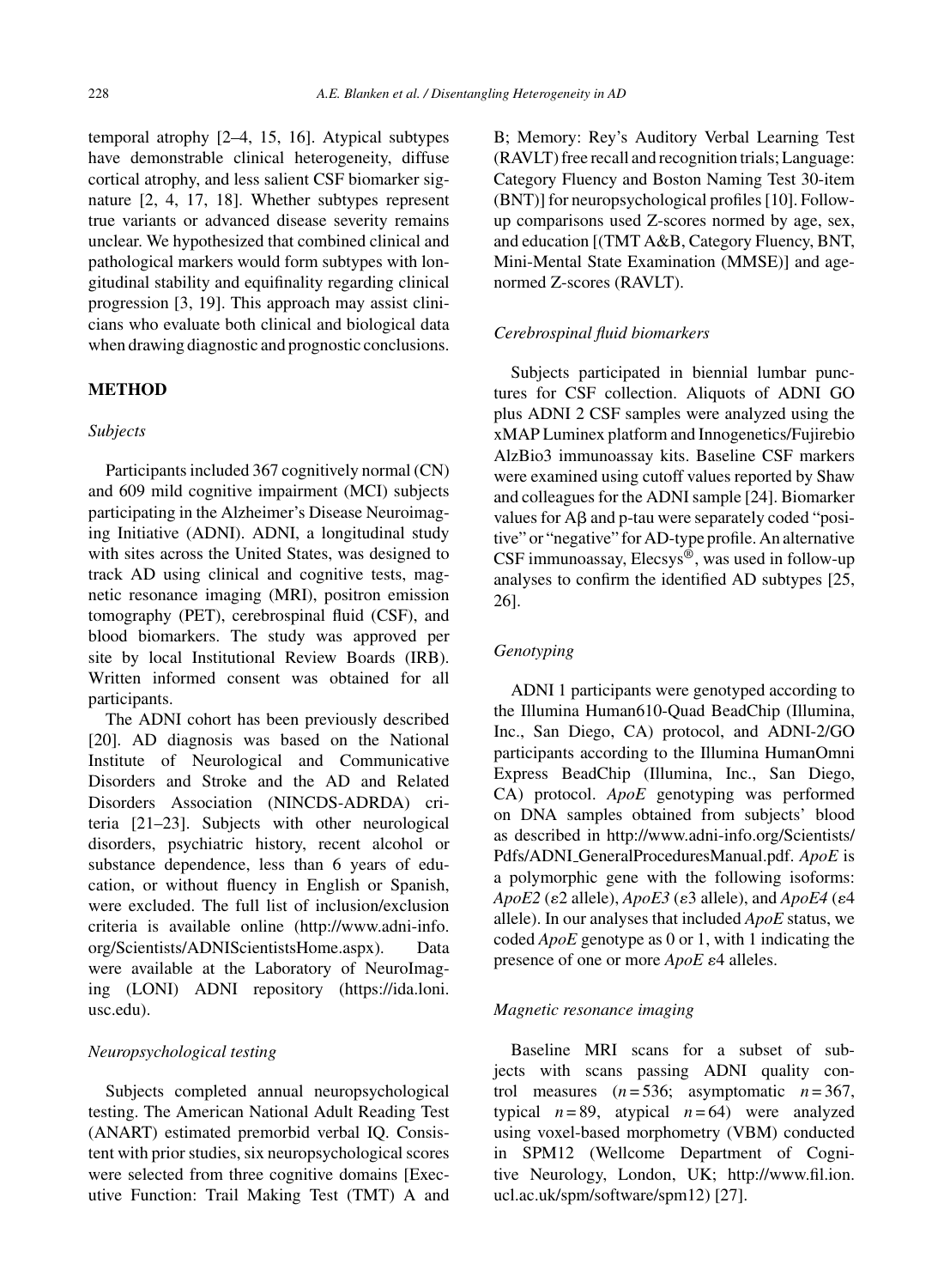temporal atrophy [2–4, 15, 16]. Atypical subtypes have demonstrable clinical heterogeneity, diffuse cortical atrophy, and less salient CSF biomarker signature [2, 4, 17, 18]. Whether subtypes represent true variants or advanced disease severity remains unclear. We hypothesized that combined clinical and pathological markers would form subtypes with longitudinal stability and equifinality regarding clinical progression [3, 19]. This approach may assist clinicians who evaluate both clinical and biological data when drawing diagnostic and prognostic conclusions.

## METHOD

### *Subjects*

Participants included 367 cognitively normal (CN) and 609 mild cognitive impairment (MCI) subjects participating in the Alzheimer's Disease Neuroimaging Initiative (ADNI). ADNI, a longitudinal study with sites across the United States, was designed to track AD using clinical and cognitive tests, magnetic resonance imaging (MRI), positron emission tomography (PET), cerebrospinal fluid (CSF), and blood biomarkers. The study was approved per site by local Institutional Review Boards (IRB). Written informed consent was obtained for all participants.

The ADNI cohort has been previously described [20]. AD diagnosis was based on the National Institute of Neurological and Communicative Disorders and Stroke and the AD and Related Disorders Association (NINCDS-ADRDA) criteria [21–23]. Subjects with other neurological disorders, psychiatric history, recent alcohol or substance dependence, less than 6 years of education, or without fluency in English or Spanish, were excluded. The full list of inclusion/exclusion criteria is available online (http://www.adni-info.org/Scientists/ADNIScientistsHome.aspx). Data were available at the Laboratory of NeuroImaging (LONI) ADNI repository (https://ida.loni.usc.edu).

### *Neuropsychological testing*

Subjects completed annual neuropsychological testing. The American National Adult Reading Test (ANART) estimated premorbid verbal IQ. Consistent with prior studies, six neuropsychological scores were selected from three cognitive domains [Executive Function: Trail Making Test (TMT) A and B; Memory: Rey's Auditory Verbal Learning Test (RAVLT) free recall and recognition trials; Language: Category Fluency and Boston Naming Test 30-item (BNT)] for neuropsychological profiles [10]. Follow-up comparisons used Z-scores normed by age, sex, and education [(TMT A&B, Category Fluency, BNT, Mini-Mental State Examination (MMSE)] and age-normed Z-scores (RAVLT).

### *Cerebrospinal fluid biomarkers*

Subjects participated in biennial lumbar punctures for CSF collection. Aliquots of ADNI GO plus ADNI 2 CSF samples were analyzed using the xMAP Luminex platform and Innogenetics/Fujirebio AlzBio3 immunoassay kits. Baseline CSF markers were examined using cutoff values reported by Shaw and colleagues for the ADNI sample [24]. Biomarker values for Aβ and p-tau were separately coded "positive" or "negative" for AD-type profile. An alternative CSF immunoassay, Elecsys®, was used in follow-up analyses to confirm the identified AD subtypes [25, 26].

### *Genotyping*

ADNI 1 participants were genotyped according to the Illumina Human610-Quad BeadChip (Illumina, Inc., San Diego, CA) protocol, and ADNI-2/GO participants according to the Illumina HumanOmni Express BeadChip (Illumina, Inc., San Diego, CA) protocol. *ApoE* genotyping was performed on DNA samples obtained from subjects' blood as described in http://www.adni-info.org/Scientists/Pdfs/ADNI_GeneralProceduresManual.pdf. *ApoE* is a polymorphic gene with the following isoforms: *ApoE2* ($\varepsilon$2 allele), *ApoE3* ($\varepsilon$3 allele), and *ApoE4* ($\varepsilon$4 allele). In our analyses that included *ApoE* status, we coded *ApoE* genotype as 0 or 1, with 1 indicating the presence of one or more *ApoE* $\varepsilon$4 alleles.

### *Magnetic resonance imaging*

Baseline MRI scans for a subset of subjects with scans passing ADNI quality control measures ($n = 536$; asymptomatic $n = 367$, typical $n = 89$, atypical $n = 64$) were analyzed using voxel-based morphometry (VBM) conducted in SPM12 (Wellcome Department of Cognitive Neurology, London, UK; http://www.fil.ion.ucl.ac.uk/spm/software/spm12) [27].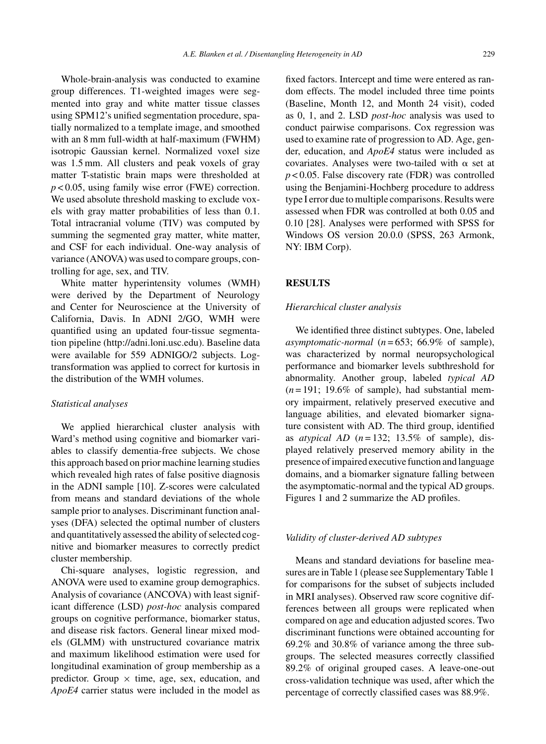Whole-brain-analysis was conducted to examine group differences. T1-weighted images were segmented into gray and white matter tissue classes using SPM12's unified segmentation procedure, spatially normalized to a template image, and smoothed with an 8 mm full-width at half-maximum (FWHM) isotropic Gaussian kernel. Normalized voxel size was 1.5 mm. All clusters and peak voxels of gray matter T-statistic brain maps were thresholded at $p < 0.05$, using family wise error (FWE) correction. We used absolute threshold masking to exclude voxels with gray matter probabilities of less than 0.1. Total intracranial volume (TIV) was computed by summing the segmented gray matter, white matter, and CSF for each individual. One-way analysis of variance (ANOVA) was used to compare groups, controlling for age, sex, and TIV.

White matter hyperintensity volumes (WMH) were derived by the Department of Neurology and Center for Neuroscience at the University of California, Davis. In ADNI 2/GO, WMH were quantified using an updated four-tissue segmentation pipeline (http://adni.loni.usc.edu). Baseline data were available for 559 ADNIGO/2 subjects. Log-transformation was applied to correct for kurtosis in the distribution of the WMH volumes.

### *Statistical analyses*

We applied hierarchical cluster analysis with Ward's method using cognitive and biomarker variables to classify dementia-free subjects. We chose this approach based on prior machine learning studies which revealed high rates of false positive diagnosis in the ADNI sample [10]. Z-scores were calculated from means and standard deviations of the whole sample prior to analyses. Discriminant function analyses (DFA) selected the optimal number of clusters and quantitatively assessed the ability of selected cognitive and biomarker measures to correctly predict cluster membership.

Chi-square analyses, logistic regression, and ANOVA were used to examine group demographics. Analysis of covariance (ANCOVA) with least significant difference (LSD) *post-hoc* analysis compared groups on cognitive performance, biomarker status, and disease risk factors. General linear mixed models (GLMM) with unstructured covariance matrix and maximum likelihood estimation were used for longitudinal examination of group membership as a predictor. Group × time, age, sex, education, and *ApoE4* carrier status were included in the model as fixed factors. Intercept and time were entered as random effects. The model included three time points (Baseline, Month 12, and Month 24 visit), coded as 0, 1, and 2. LSD *post-hoc* analysis was used to conduct pairwise comparisons. Cox regression was used to examine rate of progression to AD. Age, gender, education, and *ApoE4* status were included as covariates. Analyses were two-tailed with $\alpha$ set at $p < 0.05$. False discovery rate (FDR) was controlled using the Benjamini-Hochberg procedure to address type I error due to multiple comparisons. Results were assessed when FDR was controlled at both 0.05 and 0.10 [28]. Analyses were performed with SPSS for Windows OS version 20.0.0 (SPSS, 263 Armonk, NY: IBM Corp).

## RESULTS

### *Hierarchical cluster analysis*

We identified three distinct subtypes. One, labeled *asymptomatic-normal* ($n = 653$; 66.9% of sample), was characterized by normal neuropsychological performance and biomarker levels subthreshold for abnormality. Another group, labeled *typical AD* ($n = 191$; 19.6% of sample), had substantial memory impairment, relatively preserved executive and language abilities, and elevated biomarker signature consistent with AD. The third group, identified as *atypical AD* ($n = 132$; 13.5% of sample), displayed relatively preserved memory ability in the presence of impaired executive function and language domains, and a biomarker signature falling between the asymptomatic-normal and the typical AD groups. Figures 1 and 2 summarize the AD profiles.

### *Validity of cluster-derived AD subtypes*

Means and standard deviations for baseline measures are in Table 1 (please see Supplementary Table 1 for comparisons for the subset of subjects included in MRI analyses). Observed raw score cognitive differences between all groups were replicated when compared on age and education adjusted scores. Two discriminant functions were obtained accounting for 69.2% and 30.8% of variance among the three subgroups. The selected measures correctly classified 89.2% of original grouped cases. A leave-one-out cross-validation technique was used, after which the percentage of correctly classified cases was 88.9%.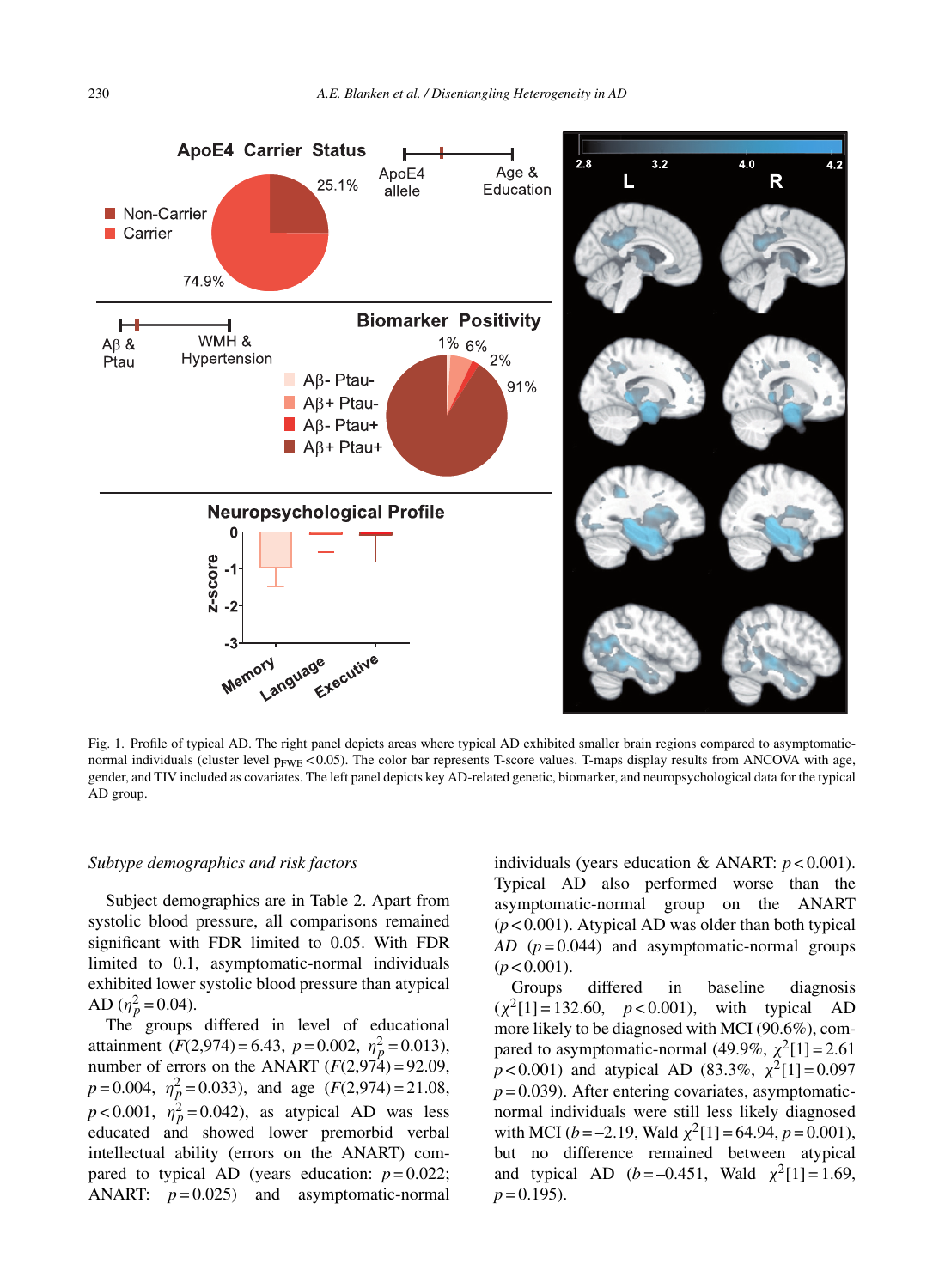Fig. 1. Profile of typical AD. The right panel depicts areas where typical AD exhibited smaller brain regions compared to asymptomatic-normal individuals (cluster level $p_{FWE} < 0.05$). The color bar represents T-score values. T-maps display results from ANCOVA with age, gender, and TIV included as covariates. The left panel depicts key AD-related genetic, biomarker, and neuropsychological data for the typical AD group.

*Subtype demographics and risk factors*

Subject demographics are in Table 2. Apart from systolic blood pressure, all comparisons remained significant with FDR limited to 0.05. With FDR limited to 0.1, asymptomatic-normal individuals exhibited lower systolic blood pressure than atypical AD ($\eta_p^2 = 0.04$).

The groups differed in level of educational attainment ($F(2{,}974) = 6.43$, $p = 0.002$, $\eta_p^2 = 0.013$), number of errors on the ANART ($F(2{,}974) = 92.09$, $p = 0.004$, $\eta_p^2 = 0.033$), and age ($F(2{,}974) = 21.08$, $p < 0.001$, $\eta_p^2 = 0.042$), as atypical AD was less educated and showed lower premorbid verbal intellectual ability (errors on the ANART) compared to typical AD (years education: $p = 0.022$; ANART: $p = 0.025$) and asymptomatic-normal individuals (years education & ANART: $p < 0.001$). Typical AD also performed worse than the asymptomatic-normal group on the ANART ($p < 0.001$). Atypical AD was older than both typical AD ($p = 0.044$) and asymptomatic-normal groups ($p < 0.001$).

Groups differed in baseline diagnosis ($\chi^2[1] = 132.60$, $p < 0.001$), with typical AD more likely to be diagnosed with MCI (90.6%), compared to asymptomatic-normal (49.9%, $\chi^2[1] = 2.61$ $p < 0.001$) and atypical AD (83.3%, $\chi^2[1] = 0.097$ $p = 0.039$). After entering covariates, asymptomatic-normal individuals were still less likely diagnosed with MCI ($b = -2.19$, Wald $\chi^2[1] = 64.94$, $p = 0.001$), but no difference remained between atypical and typical AD ($b = -0.451$, Wald $\chi^2[1] = 1.69$, $p = 0.195$).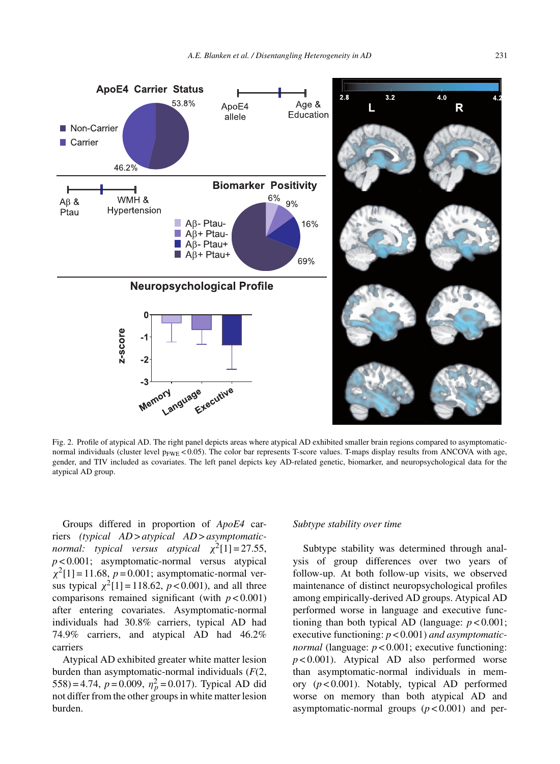Fig. 2. Profile of atypical AD. The right panel depicts areas where atypical AD exhibited smaller brain regions compared to asymptomatic-normal individuals (cluster level $p_{FWE} < 0.05$). The color bar represents T-score values. T-maps display results from ANCOVA with age, gender, and TIV included as covariates. The left panel depicts key AD-related genetic, biomarker, and neuropsychological data for the atypical AD group.

Groups differed in proportion of *ApoE4* carriers *(typical AD > atypical AD > asymptomatic-normal: typical versus atypical* $\chi^2[1] = 27.55$, $p < 0.001$; asymptomatic-normal versus atypical $\chi^2[1] = 11.68$, $p = 0.001$; asymptomatic-normal versus typical $\chi^2[1] = 118.62$, $p < 0.001$), and all three comparisons remained significant (with $p < 0.001$) after entering covariates. Asymptomatic-normal individuals had 30.8% carriers, typical AD had 74.9% carriers, and atypical AD had 46.2% carriers

Atypical AD exhibited greater white matter lesion burden than asymptomatic-normal individuals ($F(2, 558) = 4.74$, $p = 0.009$, $\eta_p^2 = 0.017$). Typical AD did not differ from the other groups in white matter lesion burden.

*Subtype stability over time*

Subtype stability was determined through analysis of group differences over two years of follow-up. At both follow-up visits, we observed maintenance of distinct neuropsychological profiles among empirically-derived AD groups. Atypical AD performed worse in language and executive functioning than both typical AD (language: $p < 0.001$; executive functioning: $p < 0.001$) *and asymptomatic-normal* (language: $p < 0.001$; executive functioning: $p < 0.001$). Atypical AD also performed worse than asymptomatic-normal individuals in memory ($p < 0.001$). Notably, typical AD performed worse on memory than both atypical AD and asymptomatic-normal groups ($p < 0.001$) and per-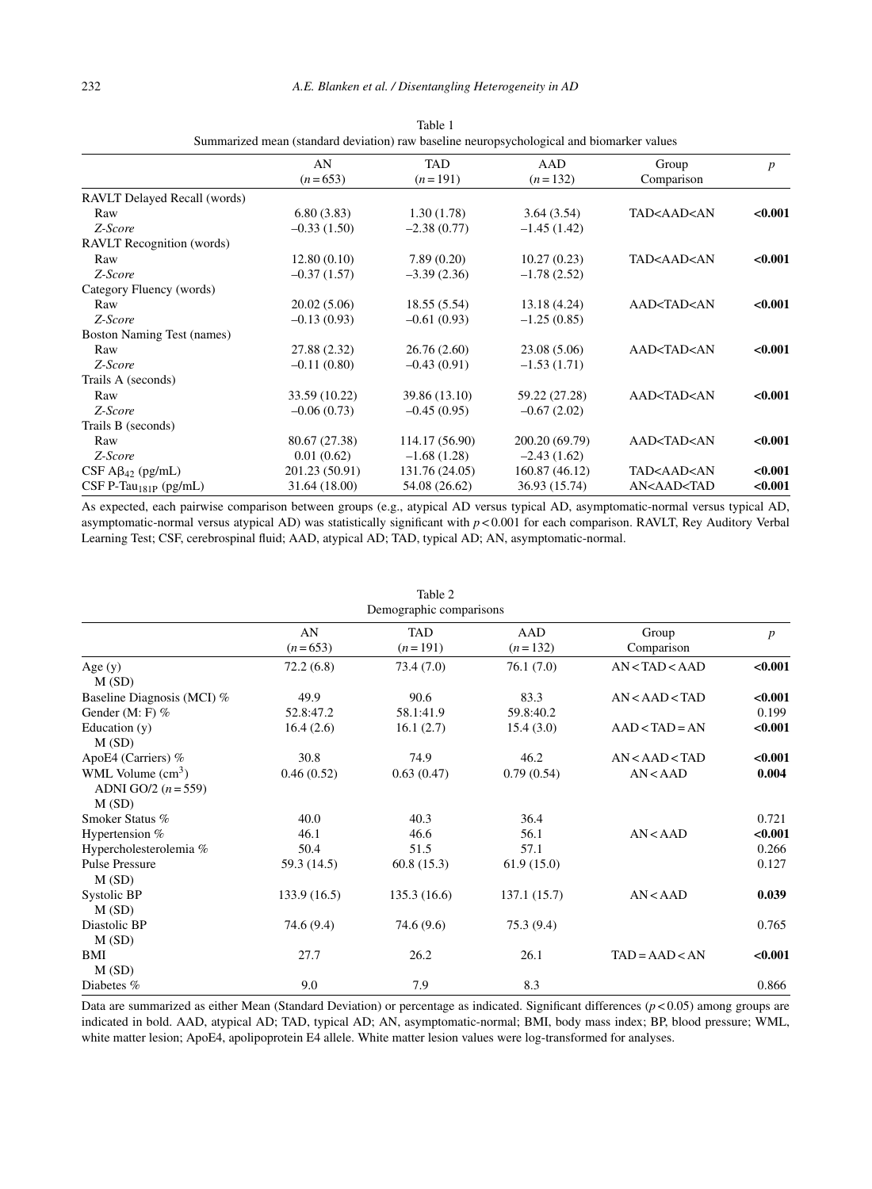Table 1
Summarized mean (standard deviation) raw baseline neuropsychological and biomarker values

| | AN ($n = 653$) | TAD ($n = 191$) | AAD ($n = 132$) | Group Comparison | $p$ |
|---|---|---|---|---|---|
| RAVLT Delayed Recall (words) | | | | | |
| Raw | 6.80 (3.83) | 1.30 (1.78) | 3.64 (3.54) | TAD<AAD<AN | **<0.001** |
| *Z-Score* | –0.33 (1.50) | –2.38 (0.77) | –1.45 (1.42) | | |
| RAVLT Recognition (words) | | | | | |
| Raw | 12.80 (0.10) | 7.89 (0.20) | 10.27 (0.23) | TAD<AAD<AN | **<0.001** |
| *Z-Score* | –0.37 (1.57) | –3.39 (2.36) | –1.78 (2.52) | | |
| Category Fluency (words) | | | | | |
| Raw | 20.02 (5.06) | 18.55 (5.54) | 13.18 (4.24) | AAD<TAD<AN | **<0.001** |
| *Z-Score* | –0.13 (0.93) | –0.61 (0.93) | –1.25 (0.85) | | |
| Boston Naming Test (names) | | | | | |
| Raw | 27.88 (2.32) | 26.76 (2.60) | 23.08 (5.06) | AAD<TAD<AN | **<0.001** |
| *Z-Score* | –0.11 (0.80) | –0.43 (0.91) | –1.53 (1.71) | | |
| Trails A (seconds) | | | | | |
| Raw | 33.59 (10.22) | 39.86 (13.10) | 59.22 (27.28) | AAD<TAD<AN | **<0.001** |
| *Z-Score* | –0.06 (0.73) | –0.45 (0.95) | –0.67 (2.02) | | |
| Trails B (seconds) | | | | | |
| Raw | 80.67 (27.38) | 114.17 (56.90) | 200.20 (69.79) | AAD<TAD<AN | **<0.001** |
| *Z-Score* | 0.01 (0.62) | –1.68 (1.28) | –2.43 (1.62) | | |
| CSF $A\beta_{42}$ (pg/mL) | 201.23 (50.91) | 131.76 (24.05) | 160.87 (46.12) | TAD<AAD<AN | **<0.001** |
| CSF P-$Tau_{181P}$ (pg/mL) | 31.64 (18.00) | 54.08 (26.62) | 36.93 (15.74) | AN<AAD<TAD | **<0.001** |

As expected, each pairwise comparison between groups (e.g., atypical AD versus typical AD, asymptomatic-normal versus typical AD, asymptomatic-normal versus atypical AD) was statistically significant with $p < 0.001$ for each comparison. RAVLT, Rey Auditory Verbal Learning Test; CSF, cerebrospinal fluid; AAD, atypical AD; TAD, typical AD; AN, asymptomatic-normal.

Table 2
Demographic comparisons

| | AN ($n = 653$) | TAD ($n = 191$) | AAD ($n = 132$) | Group Comparison | $p$ |
|---|---|---|---|---|---|
| Age (y) M (SD) | 72.2 (6.8) | 73.4 (7.0) | 76.1 (7.0) | AN < TAD < AAD | **<0.001** |
| Baseline Diagnosis (MCI) % | 49.9 | 90.6 | 83.3 | AN < AAD < TAD | **<0.001** |
| Gender (M: F) % | 52.8:47.2 | 58.1:41.9 | 59.8:40.2 | | 0.199 |
| Education (y) M (SD) | 16.4 (2.6) | 16.1 (2.7) | 15.4 (3.0) | AAD < TAD = AN | **<0.001** |
| ApoE4 (Carriers) % | 30.8 | 74.9 | 46.2 | AN < AAD < TAD | **<0.001** |
| WML Volume ($cm^3$) ADNI GO/2 ($n = 559$) M (SD) | 0.46 (0.52) | 0.63 (0.47) | 0.79 (0.54) | AN < AAD | **0.004** |
| Smoker Status % | 40.0 | 40.3 | 36.4 | | 0.721 |
| Hypertension % | 46.1 | 46.6 | 56.1 | AN < AAD | **<0.001** |
| Hypercholesterolemia % | 50.4 | 51.5 | 57.1 | | 0.266 |
| Pulse Pressure M (SD) | 59.3 (14.5) | 60.8 (15.3) | 61.9 (15.0) | | 0.127 |
| Systolic BP M (SD) | 133.9 (16.5) | 135.3 (16.6) | 137.1 (15.7) | AN < AAD | **0.039** |
| Diastolic BP M (SD) | 74.6 (9.4) | 74.6 (9.6) | 75.3 (9.4) | | 0.765 |
| BMI M (SD) | 27.7 | 26.2 | 26.1 | TAD = AAD < AN | **<0.001** |
| Diabetes % | 9.0 | 7.9 | 8.3 | | 0.866 |

Data are summarized as either Mean (Standard Deviation) or percentage as indicated. Significant differences ($p < 0.05$) among groups are indicated in bold. AAD, atypical AD; TAD, typical AD; AN, asymptomatic-normal; BMI, body mass index; BP, blood pressure; WML, white matter lesion; ApoE4, apolipoprotein E4 allele. White matter lesion values were log-transformed for analyses.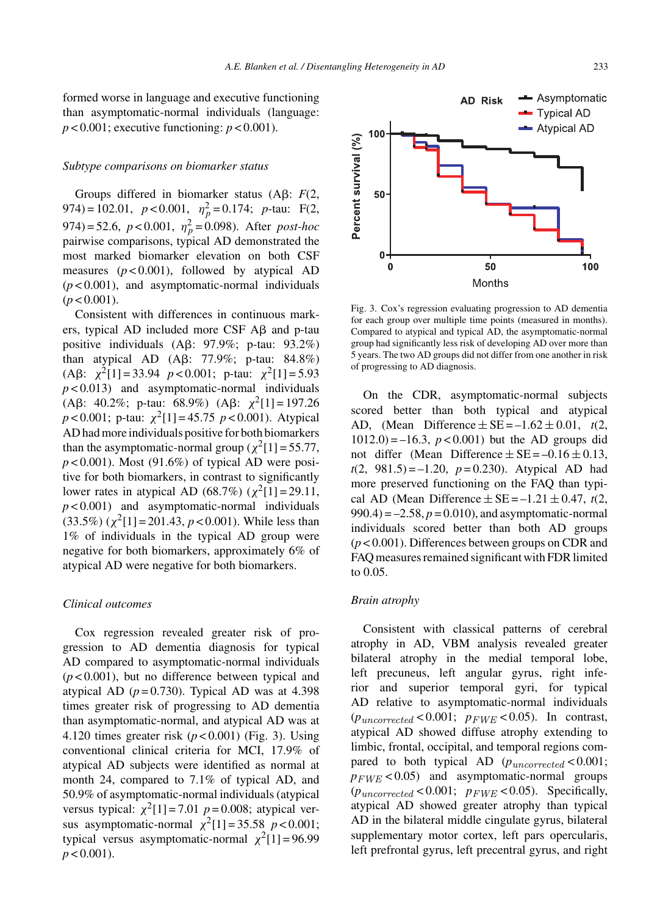formed worse in language and executive functioning than asymptomatic-normal individuals (language: $p < 0.001$; executive functioning: $p < 0.001$).

### *Subtype comparisons on biomarker status*

Groups differed in biomarker status (Aβ: $F(2, 974) = 102.01$, $p < 0.001$, $\eta_p^2 = 0.174$; *p*-tau: $F(2, 974) = 52.6$, $p < 0.001$, $\eta_p^2 = 0.098$). After *post-hoc* pairwise comparisons, typical AD demonstrated the most marked biomarker elevation on both CSF measures ($p < 0.001$), followed by atypical AD ($p < 0.001$), and asymptomatic-normal individuals ($p < 0.001$).

Consistent with differences in continuous markers, typical AD included more CSF Aβ and p-tau positive individuals (Aβ: 97.9%; p-tau: 93.2%) than atypical AD (Aβ: 77.9%; p-tau: 84.8%) (Aβ: $\chi^2[1] = 33.94$ $p < 0.001$; p-tau: $\chi^2[1] = 5.93$ $p < 0.013$) and asymptomatic-normal individuals (Aβ: 40.2%; p-tau: 68.9%) (Aβ: $\chi^2[1] = 197.26$ $p < 0.001$; p-tau: $\chi^2[1] = 45.75$ $p < 0.001$). Atypical AD had more individuals positive for both biomarkers than the asymptomatic-normal group ($\chi^2[1] = 55.77$, $p < 0.001$). Most (91.6%) of typical AD were positive for both biomarkers, in contrast to significantly lower rates in atypical AD (68.7%) ($\chi^2[1] = 29.11$, $p < 0.001$) and asymptomatic-normal individuals (33.5%) ($\chi^2[1] = 201.43$, $p < 0.001$). While less than 1% of individuals in the typical AD group were negative for both biomarkers, approximately 6% of atypical AD were negative for both biomarkers.

### *Clinical outcomes*

Cox regression revealed greater risk of progression to AD dementia diagnosis for typical AD compared to asymptomatic-normal individuals ($p < 0.001$), but no difference between typical and atypical AD ($p = 0.730$). Typical AD was at 4.398 times greater risk of progressing to AD dementia than asymptomatic-normal, and atypical AD was at 4.120 times greater risk ($p < 0.001$) (Fig. 3). Using conventional clinical criteria for MCI, 17.9% of atypical AD subjects were identified as normal at month 24, compared to 7.1% of typical AD, and 50.9% of asymptomatic-normal individuals (atypical versus typical: $\chi^2[1] = 7.01$ $p = 0.008$; atypical versus asymptomatic-normal $\chi^2[1] = 35.58$ $p < 0.001$; typical versus asymptomatic-normal $\chi^2[1] = 96.99$ $p < 0.001$).

Fig. 3. Cox's regression evaluating progression to AD dementia for each group over multiple time points (measured in months). Compared to atypical and typical AD, the asymptomatic-normal group had significantly less risk of developing AD over more than 5 years. The two AD groups did not differ from one another in risk of progressing to AD diagnosis.

On the CDR, asymptomatic-normal subjects scored better than both typical and atypical AD, (Mean Difference ± SE = –1.62 ± 0.01, $t(2, 1012.0) = -16.3$, $p < 0.001$) but the AD groups did not differ (Mean Difference ± SE = –0.16 ± 0.13, $t(2, 981.5) = -1.20$, $p = 0.230$). Atypical AD had more preserved functioning on the FAQ than typical AD (Mean Difference ± SE = –1.21 ± 0.47, $t(2, 990.4) = -2.58$, $p = 0.010$), and asymptomatic-normal individuals scored better than both AD groups ($p < 0.001$). Differences between groups on CDR and FAQ measures remained significant with FDR limited to 0.05.

### *Brain atrophy*

Consistent with classical patterns of cerebral atrophy in AD, VBM analysis revealed greater bilateral atrophy in the medial temporal lobe, left precuneus, left angular gyrus, right inferior and superior temporal gyri, for typical AD relative to asymptomatic-normal individuals ($p_{uncorrected} < 0.001$; $p_{FWE} < 0.05$). In contrast, atypical AD showed diffuse atrophy extending to limbic, frontal, occipital, and temporal regions compared to both typical AD ($p_{uncorrected} < 0.001$; $p_{FWE} < 0.05$) and asymptomatic-normal groups ($p_{uncorrected} < 0.001$; $p_{FWE} < 0.05$). Specifically, atypical AD showed greater atrophy than typical AD in the bilateral middle cingulate gyrus, bilateral supplementary motor cortex, left pars opercularis, left prefrontal gyrus, left precentral gyrus, and right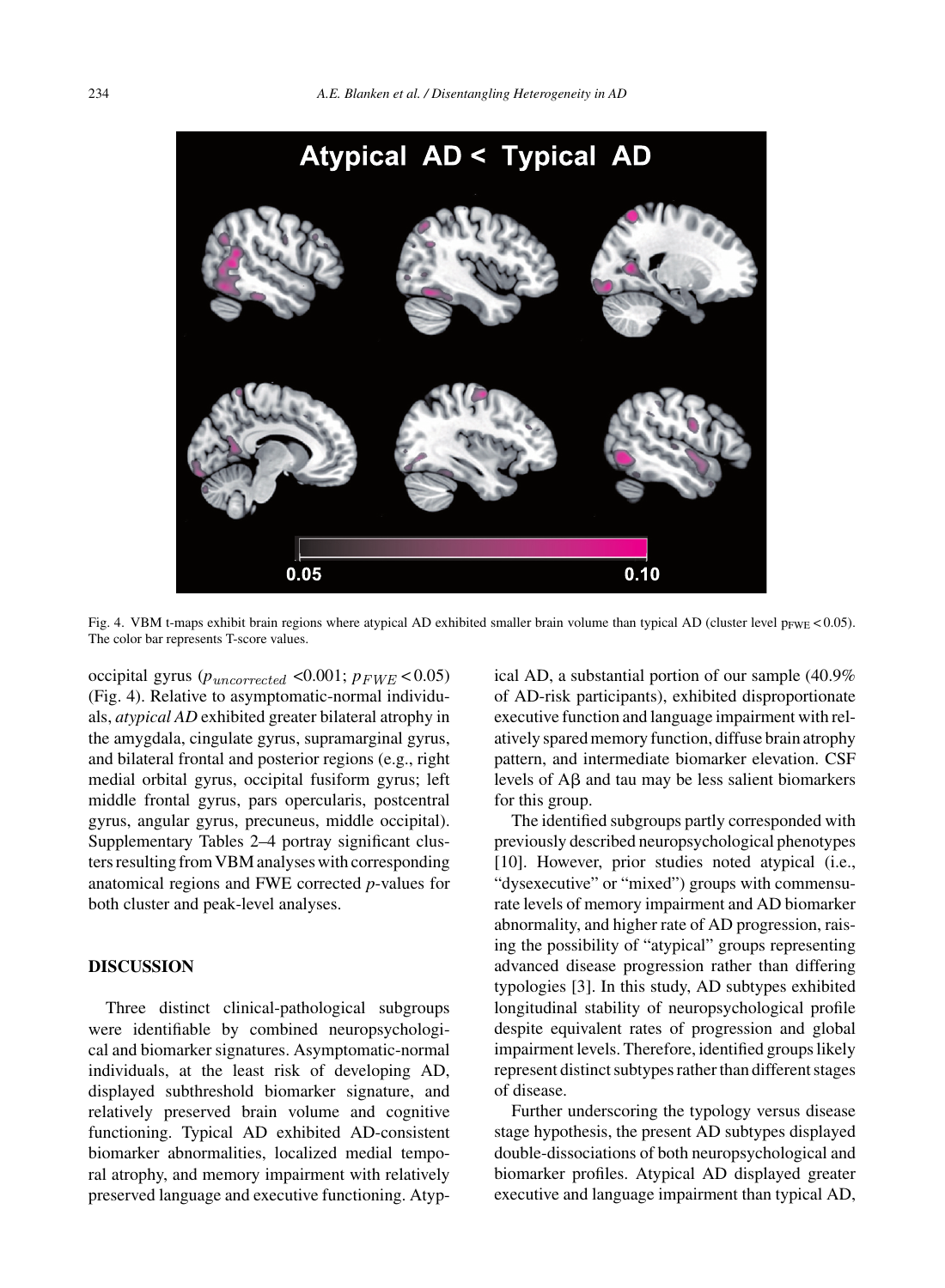Fig. 4. VBM t-maps exhibit brain regions where atypical AD exhibited smaller brain volume than typical AD (cluster level $p_{FWE} < 0.05$). The color bar represents T-score values.

occipital gyrus ($p_{uncorrected}$ <0.001; $p_{FWE} < 0.05$) (Fig. 4). Relative to asymptomatic-normal individuals, *atypical AD* exhibited greater bilateral atrophy in the amygdala, cingulate gyrus, supramarginal gyrus, and bilateral frontal and posterior regions (e.g., right medial orbital gyrus, occipital fusiform gyrus; left middle frontal gyrus, pars opercularis, postcentral gyrus, angular gyrus, precuneus, middle occipital). Supplementary Tables 2–4 portray significant clusters resulting from VBM analyses with corresponding anatomical regions and FWE corrected *p*-values for both cluster and peak-level analyses.

## DISCUSSION

Three distinct clinical-pathological subgroups were identifiable by combined neuropsychological and biomarker signatures. Asymptomatic-normal individuals, at the least risk of developing AD, displayed subthreshold biomarker signature, and relatively preserved brain volume and cognitive functioning. Typical AD exhibited AD-consistent biomarker abnormalities, localized medial temporal atrophy, and memory impairment with relatively preserved language and executive functioning. Atypical AD, a substantial portion of our sample (40.9% of AD-risk participants), exhibited disproportionate executive function and language impairment with relatively spared memory function, diffuse brain atrophy pattern, and intermediate biomarker elevation. CSF levels of Aβ and tau may be less salient biomarkers for this group.

The identified subgroups partly corresponded with previously described neuropsychological phenotypes [10]. However, prior studies noted atypical (i.e., "dysexecutive" or "mixed") groups with commensurate levels of memory impairment and AD biomarker abnormality, and higher rate of AD progression, raising the possibility of "atypical" groups representing advanced disease progression rather than differing typologies [3]. In this study, AD subtypes exhibited longitudinal stability of neuropsychological profile despite equivalent rates of progression and global impairment levels. Therefore, identified groups likely represent distinct subtypes rather than different stages of disease.

Further underscoring the typology versus disease stage hypothesis, the present AD subtypes displayed double-dissociations of both neuropsychological and biomarker profiles. Atypical AD displayed greater executive and language impairment than typical AD,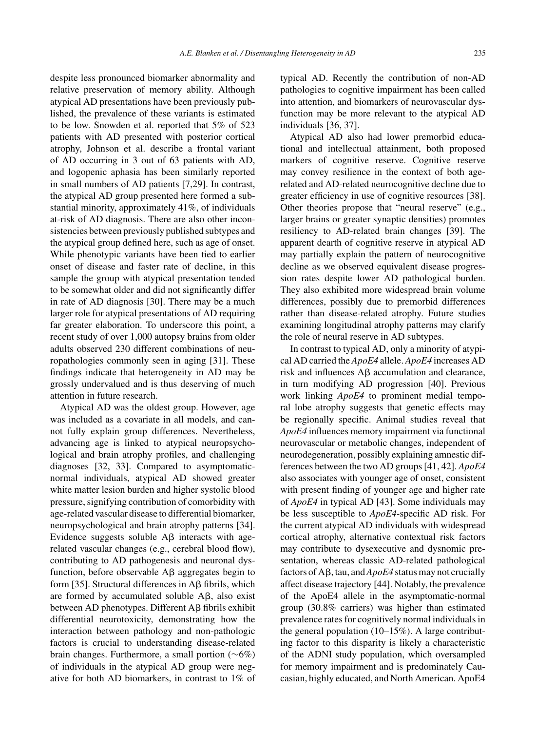despite less pronounced biomarker abnormality and relative preservation of memory ability. Although atypical AD presentations have been previously published, the prevalence of these variants is estimated to be low. Snowden et al. reported that 5% of 523 patients with AD presented with posterior cortical atrophy, Johnson et al. describe a frontal variant of AD occurring in 3 out of 63 patients with AD, and logopenic aphasia has been similarly reported in small numbers of AD patients [7,29]. In contrast, the atypical AD group presented here formed a substantial minority, approximately 41%, of individuals at-risk of AD diagnosis. There are also other inconsistencies between previously published subtypes and the atypical group defined here, such as age of onset. While phenotypic variants have been tied to earlier onset of disease and faster rate of decline, in this sample the group with atypical presentation tended to be somewhat older and did not significantly differ in rate of AD diagnosis [30]. There may be a much larger role for atypical presentations of AD requiring far greater elaboration. To underscore this point, a recent study of over 1,000 autopsy brains from older adults observed 230 different combinations of neuropathologies commonly seen in aging [31]. These findings indicate that heterogeneity in AD may be grossly undervalued and is thus deserving of much attention in future research.

Atypical AD was the oldest group. However, age was included as a covariate in all models, and cannot fully explain group differences. Nevertheless, advancing age is linked to atypical neuropsychological and brain atrophy profiles, and challenging diagnoses [32, 33]. Compared to asymptomatic-normal individuals, atypical AD showed greater white matter lesion burden and higher systolic blood pressure, signifying contribution of comorbidity with age-related vascular disease to differential biomarker, neuropsychological and brain atrophy patterns [34]. Evidence suggests soluble Aβ interacts with age-related vascular changes (e.g., cerebral blood flow), contributing to AD pathogenesis and neuronal dysfunction, before observable Aβ aggregates begin to form [35]. Structural differences in Aβ fibrils, which are formed by accumulated soluble Aβ, also exist between AD phenotypes. Different Aβ fibrils exhibit differential neurotoxicity, demonstrating how the interaction between pathology and non-pathologic factors is crucial to understanding disease-related brain changes. Furthermore, a small portion (∼6%) of individuals in the atypical AD group were negative for both AD biomarkers, in contrast to 1% of typical AD. Recently the contribution of non-AD pathologies to cognitive impairment has been called into attention, and biomarkers of neurovascular dysfunction may be more relevant to the atypical AD individuals [36, 37].

Atypical AD also had lower premorbid educational and intellectual attainment, both proposed markers of cognitive reserve. Cognitive reserve may convey resilience in the context of both age-related and AD-related neurocognitive decline due to greater efficiency in use of cognitive resources [38]. Other theories propose that "neural reserve" (e.g., larger brains or greater synaptic densities) promotes resiliency to AD-related brain changes [39]. The apparent dearth of cognitive reserve in atypical AD may partially explain the pattern of neurocognitive decline as we observed equivalent disease progression rates despite lower AD pathological burden. They also exhibited more widespread brain volume differences, possibly due to premorbid differences rather than disease-related atrophy. Future studies examining longitudinal atrophy patterns may clarify the role of neural reserve in AD subtypes.

In contrast to typical AD, only a minority of atypical AD carried the *ApoE4* allele. *ApoE4* increases AD risk and influences Aβ accumulation and clearance, in turn modifying AD progression [40]. Previous work linking *ApoE4* to prominent medial temporal lobe atrophy suggests that genetic effects may be regionally specific. Animal studies reveal that *ApoE4* influences memory impairment via functional neurovascular or metabolic changes, independent of neurodegeneration, possibly explaining amnestic differences between the two AD groups [41, 42]. *ApoE4* also associates with younger age of onset, consistent with present finding of younger age and higher rate of *ApoE4* in typical AD [43]. Some individuals may be less susceptible to *ApoE4*-specific AD risk. For the current atypical AD individuals with widespread cortical atrophy, alternative contextual risk factors may contribute to dysexecutive and dysnomic presentation, whereas classic AD-related pathological factors of Aβ, tau, and *ApoE4* status may not crucially affect disease trajectory [44]. Notably, the prevalence of the ApoE4 allele in the asymptomatic-normal group (30.8% carriers) was higher than estimated prevalence rates for cognitively normal individuals in the general population (10–15%). A large contributing factor to this disparity is likely a characteristic of the ADNI study population, which oversampled for memory impairment and is predominately Caucasian, highly educated, and North American. ApoE4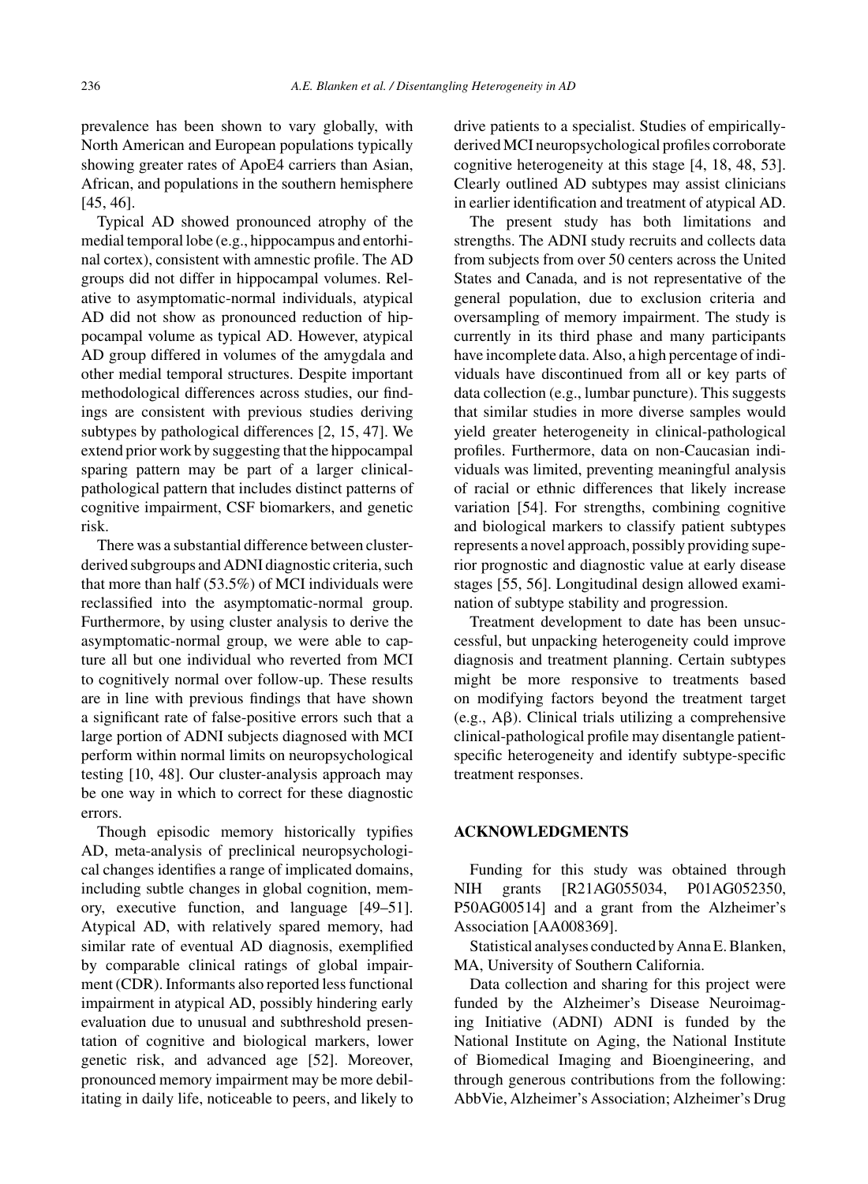prevalence has been shown to vary globally, with North American and European populations typically showing greater rates of ApoE4 carriers than Asian, African, and populations in the southern hemisphere [45, 46].

Typical AD showed pronounced atrophy of the medial temporal lobe (e.g., hippocampus and entorhinal cortex), consistent with amnestic profile. The AD groups did not differ in hippocampal volumes. Relative to asymptomatic-normal individuals, atypical AD did not show as pronounced reduction of hippocampal volume as typical AD. However, atypical AD group differed in volumes of the amygdala and other medial temporal structures. Despite important methodological differences across studies, our findings are consistent with previous studies deriving subtypes by pathological differences [2, 15, 47]. We extend prior work by suggesting that the hippocampal sparing pattern may be part of a larger clinical-pathological pattern that includes distinct patterns of cognitive impairment, CSF biomarkers, and genetic risk.

There was a substantial difference between cluster-derived subgroups and ADNI diagnostic criteria, such that more than half (53.5%) of MCI individuals were reclassified into the asymptomatic-normal group. Furthermore, by using cluster analysis to derive the asymptomatic-normal group, we were able to capture all but one individual who reverted from MCI to cognitively normal over follow-up. These results are in line with previous findings that have shown a significant rate of false-positive errors such that a large portion of ADNI subjects diagnosed with MCI perform within normal limits on neuropsychological testing [10, 48]. Our cluster-analysis approach may be one way in which to correct for these diagnostic errors.

Though episodic memory historically typifies AD, meta-analysis of preclinical neuropsychological changes identifies a range of implicated domains, including subtle changes in global cognition, memory, executive function, and language [49–51]. Atypical AD, with relatively spared memory, had similar rate of eventual AD diagnosis, exemplified by comparable clinical ratings of global impairment (CDR). Informants also reported less functional impairment in atypical AD, possibly hindering early evaluation due to unusual and subthreshold presentation of cognitive and biological markers, lower genetic risk, and advanced age [52]. Moreover, pronounced memory impairment may be more debilitating in daily life, noticeable to peers, and likely to drive patients to a specialist. Studies of empirically-derived MCI neuropsychological profiles corroborate cognitive heterogeneity at this stage [4, 18, 48, 53]. Clearly outlined AD subtypes may assist clinicians in earlier identification and treatment of atypical AD.

The present study has both limitations and strengths. The ADNI study recruits and collects data from subjects from over 50 centers across the United States and Canada, and is not representative of the general population, due to exclusion criteria and oversampling of memory impairment. The study is currently in its third phase and many participants have incomplete data. Also, a high percentage of individuals have discontinued from all or key parts of data collection (e.g., lumbar puncture). This suggests that similar studies in more diverse samples would yield greater heterogeneity in clinical-pathological profiles. Furthermore, data on non-Caucasian individuals was limited, preventing meaningful analysis of racial or ethnic differences that likely increase variation [54]. For strengths, combining cognitive and biological markers to classify patient subtypes represents a novel approach, possibly providing superior prognostic and diagnostic value at early disease stages [55, 56]. Longitudinal design allowed examination of subtype stability and progression.

Treatment development to date has been unsuccessful, but unpacking heterogeneity could improve diagnosis and treatment planning. Certain subtypes might be more responsive to treatments based on modifying factors beyond the treatment target (e.g., Aβ). Clinical trials utilizing a comprehensive clinical-pathological profile may disentangle patient-specific heterogeneity and identify subtype-specific treatment responses.

## ACKNOWLEDGMENTS

Funding for this study was obtained through NIH grants [R21AG055034, P01AG052350, P50AG00514] and a grant from the Alzheimer's Association [AA008369].

Statistical analyses conducted by Anna E. Blanken, MA, University of Southern California.

Data collection and sharing for this project were funded by the Alzheimer's Disease Neuroimaging Initiative (ADNI) ADNI is funded by the National Institute on Aging, the National Institute of Biomedical Imaging and Bioengineering, and through generous contributions from the following: AbbVie, Alzheimer's Association; Alzheimer's Drug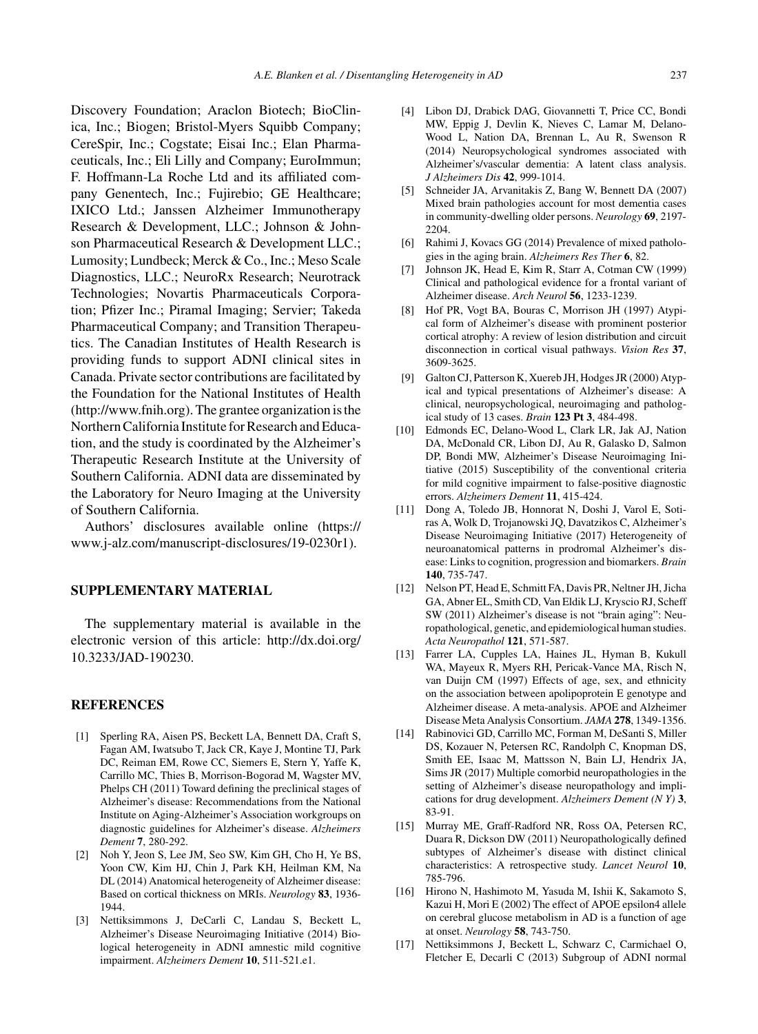Discovery Foundation; Araclon Biotech; BioClinica, Inc.; Biogen; Bristol-Myers Squibb Company; CereSpir, Inc.; Cogstate; Eisai Inc.; Elan Pharmaceuticals, Inc.; Eli Lilly and Company; EuroImmun; F. Hoffmann-La Roche Ltd and its affiliated company Genentech, Inc.; Fujirebio; GE Healthcare; IXICO Ltd.; Janssen Alzheimer Immunotherapy Research & Development, LLC.; Johnson & Johnson Pharmaceutical Research & Development LLC.; Lumosity; Lundbeck; Merck & Co., Inc.; Meso Scale Diagnostics, LLC.; NeuroRx Research; Neurotrack Technologies; Novartis Pharmaceuticals Corporation; Pfizer Inc.; Piramal Imaging; Servier; Takeda Pharmaceutical Company; and Transition Therapeutics. The Canadian Institutes of Health Research is providing funds to support ADNI clinical sites in Canada. Private sector contributions are facilitated by the Foundation for the National Institutes of Health (http://www.fnih.org). The grantee organization is the Northern California Institute for Research and Education, and the study is coordinated by the Alzheimer's Therapeutic Research Institute at the University of Southern California. ADNI data are disseminated by the Laboratory for Neuro Imaging at the University of Southern California.

Authors' disclosures available online (https://www.j-alz.com/manuscript-disclosures/19-0230r1).

## SUPPLEMENTARY MATERIAL

The supplementary material is available in the electronic version of this article: http://dx.doi.org/10.3233/JAD-190230.

## REFERENCES

[1] Sperling RA, Aisen PS, Beckett LA, Bennett DA, Craft S, Fagan AM, Iwatsubo T, Jack CR, Kaye J, Montine TJ, Park DC, Reiman EM, Rowe CC, Siemers E, Stern Y, Yaffe K, Carrillo MC, Thies B, Morrison-Bogorad M, Wagster MV, Phelps CH (2011) Toward defining the preclinical stages of Alzheimer's disease: Recommendations from the National Institute on Aging-Alzheimer's Association workgroups on diagnostic guidelines for Alzheimer's disease. *Alzheimers Dement* **7**, 280-292.

[2] Noh Y, Jeon S, Lee JM, Seo SW, Kim GH, Cho H, Ye BS, Yoon CW, Kim HJ, Chin J, Park KH, Heilman KM, Na DL (2014) Anatomical heterogeneity of Alzheimer disease: Based on cortical thickness on MRIs. *Neurology* **83**, 1936-1944.

[3] Nettiksimmons J, DeCarli C, Landau S, Beckett L, Alzheimer's Disease Neuroimaging Initiative (2014) Biological heterogeneity in ADNI amnestic mild cognitive impairment. *Alzheimers Dement* **10**, 511-521.e1.

[4] Libon DJ, Drabick DAG, Giovannetti T, Price CC, Bondi MW, Eppig J, Devlin K, Nieves C, Lamar M, Delano-Wood L, Nation DA, Brennan L, Au R, Swenson R (2014) Neuropsychological syndromes associated with Alzheimer's/vascular dementia: A latent class analysis. *J Alzheimers Dis* **42**, 999-1014.

[5] Schneider JA, Arvanitakis Z, Bang W, Bennett DA (2007) Mixed brain pathologies account for most dementia cases in community-dwelling older persons. *Neurology* **69**, 2197-2204.

[6] Rahimi J, Kovacs GG (2014) Prevalence of mixed pathologies in the aging brain. *Alzheimers Res Ther* **6**, 82.

[7] Johnson JK, Head E, Kim R, Starr A, Cotman CW (1999) Clinical and pathological evidence for a frontal variant of Alzheimer disease. *Arch Neurol* **56**, 1233-1239.

[8] Hof PR, Vogt BA, Bouras C, Morrison JH (1997) Atypical form of Alzheimer's disease with prominent posterior cortical atrophy: A review of lesion distribution and circuit disconnection in cortical visual pathways. *Vision Res* **37**, 3609-3625.

[9] Galton CJ, Patterson K, Xuereb JH, Hodges JR (2000) Atypical and typical presentations of Alzheimer's disease: A clinical, neuropsychological, neuroimaging and pathological study of 13 cases. *Brain* **123 Pt 3**, 484-498.

[10] Edmonds EC, Delano-Wood L, Clark LR, Jak AJ, Nation DA, McDonald CR, Libon DJ, Au R, Galasko D, Salmon DP, Bondi MW, Alzheimer's Disease Neuroimaging Initiative (2015) Susceptibility of the conventional criteria for mild cognitive impairment to false-positive diagnostic errors. *Alzheimers Dement* **11**, 415-424.

[11] Dong A, Toledo JB, Honnorat N, Doshi J, Varol E, Sotiras A, Wolk D, Trojanowski JQ, Davatzikos C, Alzheimer's Disease Neuroimaging Initiative (2017) Heterogeneity of neuroanatomical patterns in prodromal Alzheimer's disease: Links to cognition, progression and biomarkers. *Brain* **140**, 735-747.

[12] Nelson PT, Head E, Schmitt FA, Davis PR, Neltner JH, Jicha GA, Abner EL, Smith CD, Van Eldik LJ, Kryscio RJ, Scheff SW (2011) Alzheimer's disease is not "brain aging": Neuropathological, genetic, and epidemiological human studies. *Acta Neuropathol* **121**, 571-587.

[13] Farrer LA, Cupples LA, Haines JL, Hyman B, Kukull WA, Mayeux R, Myers RH, Pericak-Vance MA, Risch N, van Duijn CM (1997) Effects of age, sex, and ethnicity on the association between apolipoprotein E genotype and Alzheimer disease. A meta-analysis. APOE and Alzheimer Disease Meta Analysis Consortium. *JAMA* **278**, 1349-1356.

[14] Rabinovici GD, Carrillo MC, Forman M, DeSanti S, Miller DS, Kozauer N, Petersen RC, Randolph C, Knopman DS, Smith EE, Isaac M, Mattsson N, Bain LJ, Hendrix JA, Sims JR (2017) Multiple comorbid neuropathologies in the setting of Alzheimer's disease neuropathology and implications for drug development. *Alzheimers Dement (N Y)* **3**, 83-91.

[15] Murray ME, Graff-Radford NR, Ross OA, Petersen RC, Duara R, Dickson DW (2011) Neuropathologically defined subtypes of Alzheimer's disease with distinct clinical characteristics: A retrospective study. *Lancet Neurol* **10**, 785-796.

[16] Hirono N, Hashimoto M, Yasuda M, Ishii K, Sakamoto S, Kazui H, Mori E (2002) The effect of APOE epsilon4 allele on cerebral glucose metabolism in AD is a function of age at onset. *Neurology* **58**, 743-750.

[17] Nettiksimmons J, Beckett L, Schwarz C, Carmichael O, Fletcher E, Decarli C (2013) Subgroup of ADNI normal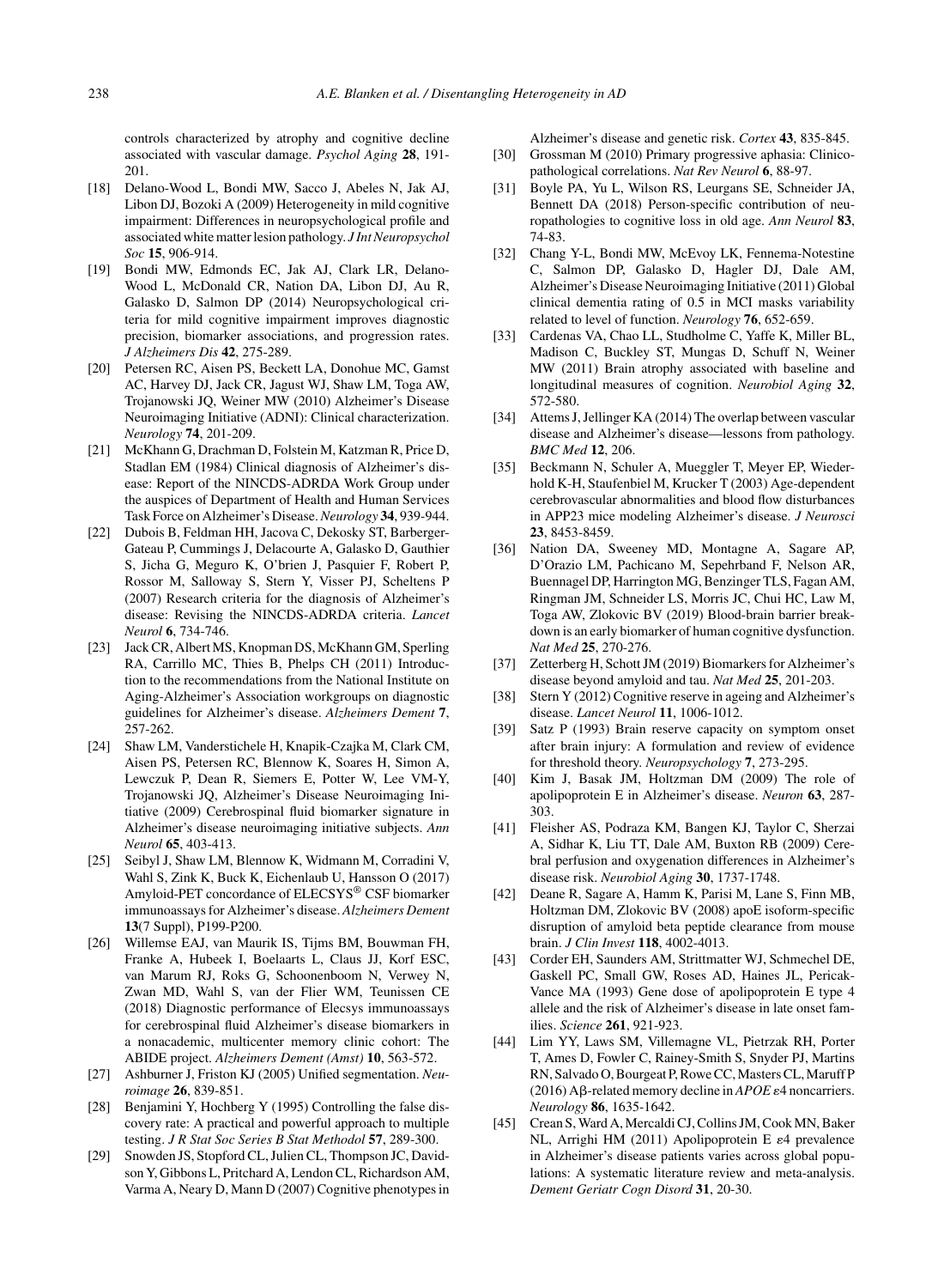controls characterized by atrophy and cognitive decline associated with vascular damage. *Psychol Aging* **28**, 191-201.

[18] Delano-Wood L, Bondi MW, Sacco J, Abeles N, Jak AJ, Libon DJ, Bozoki A (2009) Heterogeneity in mild cognitive impairment: Differences in neuropsychological profile and associated white matter lesion pathology. *J Int Neuropsychol Soc* **15**, 906-914.

[19] Bondi MW, Edmonds EC, Jak AJ, Clark LR, Delano-Wood L, McDonald CR, Nation DA, Libon DJ, Au R, Galasko D, Salmon DP (2014) Neuropsychological criteria for mild cognitive impairment improves diagnostic precision, biomarker associations, and progression rates. *J Alzheimers Dis* **42**, 275-289.

[20] Petersen RC, Aisen PS, Beckett LA, Donohue MC, Gamst AC, Harvey DJ, Jack CR, Jagust WJ, Shaw LM, Toga AW, Trojanowski JQ, Weiner MW (2010) Alzheimer's Disease Neuroimaging Initiative (ADNI): Clinical characterization. *Neurology* **74**, 201-209.

[21] McKhann G, Drachman D, Folstein M, Katzman R, Price D, Stadlan EM (1984) Clinical diagnosis of Alzheimer's disease: Report of the NINCDS-ADRDA Work Group under the auspices of Department of Health and Human Services Task Force on Alzheimer's Disease. *Neurology* **34**, 939-944.

[22] Dubois B, Feldman HH, Jacova C, Dekosky ST, Barberger-Gateau P, Cummings J, Delacourte A, Galasko D, Gauthier S, Jicha G, Meguro K, O'brien J, Pasquier F, Robert P, Rossor M, Salloway S, Stern Y, Visser PJ, Scheltens P (2007) Research criteria for the diagnosis of Alzheimer's disease: Revising the NINCDS-ADRDA criteria. *Lancet Neurol* **6**, 734-746.

[23] Jack CR, Albert MS, Knopman DS, McKhann GM, Sperling RA, Carrillo MC, Thies B, Phelps CH (2011) Introduction to the recommendations from the National Institute on Aging-Alzheimer's Association workgroups on diagnostic guidelines for Alzheimer's disease. *Alzheimers Dement* **7**, 257-262.

[24] Shaw LM, Vanderstichele H, Knapik-Czajka M, Clark CM, Aisen PS, Petersen RC, Blennow K, Soares H, Simon A, Lewczuk P, Dean R, Siemers E, Potter W, Lee VM-Y, Trojanowski JQ, Alzheimer's Disease Neuroimaging Initiative (2009) Cerebrospinal fluid biomarker signature in Alzheimer's disease neuroimaging initiative subjects. *Ann Neurol* **65**, 403-413.

[25] Seibyl J, Shaw LM, Blennow K, Widmann M, Corradini V, Wahl S, Zink K, Buck K, Eichenlaub U, Hansson O (2017) Amyloid-PET concordance of ELECSYS® CSF biomarker immunoassays for Alzheimer's disease. *Alzheimers Dement* **13**(7 Suppl), P199-P200.

[26] Willemse EAJ, van Maurik IS, Tijms BM, Bouwman FH, Franke A, Hubeek I, Boelaarts L, Claus JJ, Korf ESC, van Marum RJ, Roks G, Schoonenboom N, Verwey N, Zwan MD, Wahl S, van der Flier WM, Teunissen CE (2018) Diagnostic performance of Elecsys immunoassays for cerebrospinal fluid Alzheimer's disease biomarkers in a nonacademic, multicenter memory clinic cohort: The ABIDE project. *Alzheimers Dement (Amst)* **10**, 563-572.

[27] Ashburner J, Friston KJ (2005) Unified segmentation. *Neuroimage* **26**, 839-851.

[28] Benjamini Y, Hochberg Y (1995) Controlling the false discovery rate: A practical and powerful approach to multiple testing. *J R Stat Soc Series B Stat Methodol* **57**, 289-300.

[29] Snowden JS, Stopford CL, Julien CL, Thompson JC, Davidson Y, Gibbons L, Pritchard A, Lendon CL, Richardson AM, Varma A, Neary D, Mann D (2007) Cognitive phenotypes in Alzheimer's disease and genetic risk. *Cortex* **43**, 835-845.

[30] Grossman M (2010) Primary progressive aphasia: Clinicopathological correlations. *Nat Rev Neurol* **6**, 88-97.

[31] Boyle PA, Yu L, Wilson RS, Leurgans SE, Schneider JA, Bennett DA (2018) Person-specific contribution of neuropathologies to cognitive loss in old age. *Ann Neurol* **83**, 74-83.

[32] Chang Y-L, Bondi MW, McEvoy LK, Fennema-Notestine C, Salmon DP, Galasko D, Hagler DJ, Dale AM, Alzheimer's Disease Neuroimaging Initiative (2011) Global clinical dementia rating of 0.5 in MCI masks variability related to level of function. *Neurology* **76**, 652-659.

[33] Cardenas VA, Chao LL, Studholme C, Yaffe K, Miller BL, Madison C, Buckley ST, Mungas D, Schuff N, Weiner MW (2011) Brain atrophy associated with baseline and longitudinal measures of cognition. *Neurobiol Aging* **32**, 572-580.

[34] Attems J, Jellinger KA (2014) The overlap between vascular disease and Alzheimer's disease—lessons from pathology. *BMC Med* **12**, 206.

[35] Beckmann N, Schuler A, Mueggler T, Meyer EP, Wiederhold K-H, Staufenbiel M, Krucker T (2003) Age-dependent cerebrovascular abnormalities and blood flow disturbances in APP23 mice modeling Alzheimer's disease. *J Neurosci* **23**, 8453-8459.

[36] Nation DA, Sweeney MD, Montagne A, Sagare AP, D'Orazio LM, Pachicano M, Sepehrband F, Nelson AR, Buennagel DP, Harrington MG, Benzinger TLS, Fagan AM, Ringman JM, Schneider LS, Morris JC, Chui HC, Law M, Toga AW, Zlokovic BV (2019) Blood-brain barrier breakdown is an early biomarker of human cognitive dysfunction. *Nat Med* **25**, 270-276.

[37] Zetterberg H, Schott JM (2019) Biomarkers for Alzheimer's disease beyond amyloid and tau. *Nat Med* **25**, 201-203.

[38] Stern Y (2012) Cognitive reserve in ageing and Alzheimer's disease. *Lancet Neurol* **11**, 1006-1012.

[39] Satz P (1993) Brain reserve capacity on symptom onset after brain injury: A formulation and review of evidence for threshold theory. *Neuropsychology* **7**, 273-295.

[40] Kim J, Basak JM, Holtzman DM (2009) The role of apolipoprotein E in Alzheimer's disease. *Neuron* **63**, 287-303.

[41] Fleisher AS, Podraza KM, Bangen KJ, Taylor C, Sherzai A, Sidhar K, Liu TT, Dale AM, Buxton RB (2009) Cerebral perfusion and oxygenation differences in Alzheimer's disease risk. *Neurobiol Aging* **30**, 1737-1748.

[42] Deane R, Sagare A, Hamm K, Parisi M, Lane S, Finn MB, Holtzman DM, Zlokovic BV (2008) apoE isoform-specific disruption of amyloid beta peptide clearance from mouse brain. *J Clin Invest* **118**, 4002-4013.

[43] Corder EH, Saunders AM, Strittmatter WJ, Schmechel DE, Gaskell PC, Small GW, Roses AD, Haines JL, Pericak-Vance MA (1993) Gene dose of apolipoprotein E type 4 allele and the risk of Alzheimer's disease in late onset families. *Science* **261**, 921-923.

[44] Lim YY, Laws SM, Villemagne VL, Pietrzak RH, Porter T, Ames D, Fowler C, Rainey-Smith S, Snyder PJ, Martins RN, Salvado O, Bourgeat P, Rowe CC, Masters CL, Maruff P (2016) Aβ-related memory decline in *APOE* ε4 noncarriers. *Neurology* **86**, 1635-1642.

[45] Crean S, Ward A, Mercaldi CJ, Collins JM, Cook MN, Baker NL, Arrighi HM (2011) Apolipoprotein E ε4 prevalence in Alzheimer's disease patients varies across global populations: A systematic literature review and meta-analysis. *Dement Geriatr Cogn Disord* **31**, 20-30.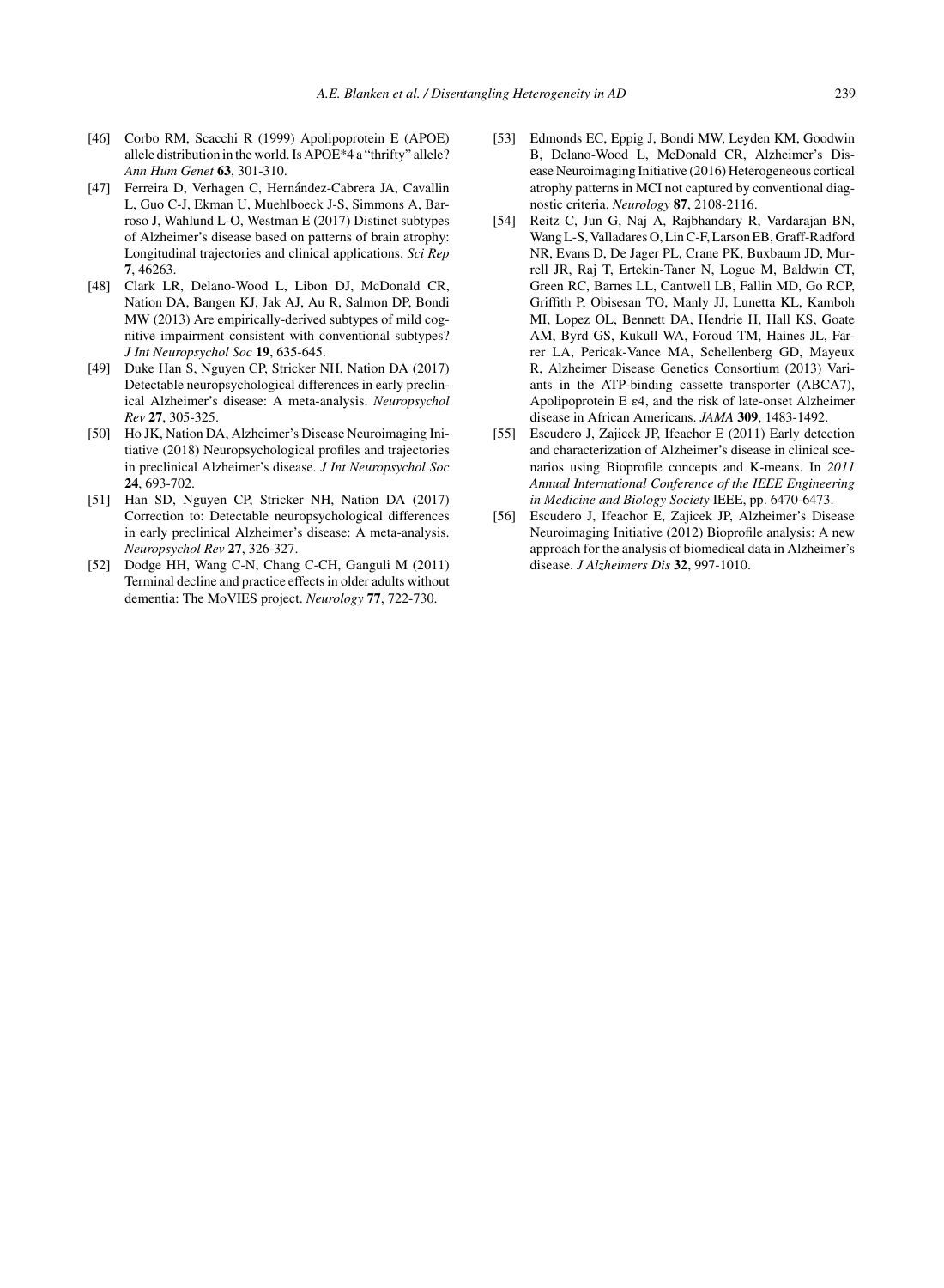[46] Corbo RM, Scacchi R (1999) Apolipoprotein E (APOE) allele distribution in the world. Is APOE*4 a "thrifty" allele? *Ann Hum Genet* **63**, 301-310.

[47] Ferreira D, Verhagen C, Hernández-Cabrera JA, Cavallin L, Guo C-J, Ekman U, Muehlboeck J-S, Simmons A, Barroso J, Wahlund L-O, Westman E (2017) Distinct subtypes of Alzheimer's disease based on patterns of brain atrophy: Longitudinal trajectories and clinical applications. *Sci Rep* **7**, 46263.

[48] Clark LR, Delano-Wood L, Libon DJ, McDonald CR, Nation DA, Bangen KJ, Jak AJ, Au R, Salmon DP, Bondi MW (2013) Are empirically-derived subtypes of mild cognitive impairment consistent with conventional subtypes? *J Int Neuropsychol Soc* **19**, 635-645.

[49] Duke Han S, Nguyen CP, Stricker NH, Nation DA (2017) Detectable neuropsychological differences in early preclinical Alzheimer's disease: A meta-analysis. *Neuropsychol Rev* **27**, 305-325.

[50] Ho JK, Nation DA, Alzheimer's Disease Neuroimaging Initiative (2018) Neuropsychological profiles and trajectories in preclinical Alzheimer's disease. *J Int Neuropsychol Soc* **24**, 693-702.

[51] Han SD, Nguyen CP, Stricker NH, Nation DA (2017) Correction to: Detectable neuropsychological differences in early preclinical Alzheimer's disease: A meta-analysis. *Neuropsychol Rev* **27**, 326-327.

[52] Dodge HH, Wang C-N, Chang C-CH, Ganguli M (2011) Terminal decline and practice effects in older adults without dementia: The MoVIES project. *Neurology* **77**, 722-730.

[53] Edmonds EC, Eppig J, Bondi MW, Leyden KM, Goodwin B, Delano-Wood L, McDonald CR, Alzheimer's Disease Neuroimaging Initiative (2016) Heterogeneous cortical atrophy patterns in MCI not captured by conventional diagnostic criteria. *Neurology* **87**, 2108-2116.

[54] Reitz C, Jun G, Naj A, Rajbhandary R, Vardarajan BN, Wang L-S, Valladares O, Lin C-F, Larson EB, Graff-Radford NR, Evans D, De Jager PL, Crane PK, Buxbaum JD, Murrell JR, Raj T, Ertekin-Taner N, Logue M, Baldwin CT, Green RC, Barnes LL, Cantwell LB, Fallin MD, Go RCP, Griffith P, Obisesan TO, Manly JJ, Lunetta KL, Kamboh MI, Lopez OL, Bennett DA, Hendrie H, Hall KS, Goate AM, Byrd GS, Kukull WA, Foroud TM, Haines JL, Farrer LA, Pericak-Vance MA, Schellenberg GD, Mayeux R, Alzheimer Disease Genetics Consortium (2013) Variants in the ATP-binding cassette transporter (ABCA7), Apolipoprotein E ε4, and the risk of late-onset Alzheimer disease in African Americans. *JAMA* **309**, 1483-1492.

[55] Escudero J, Zajicek JP, Ifeachor E (2011) Early detection and characterization of Alzheimer's disease in clinical scenarios using Bioprofile concepts and K-means. In *2011 Annual International Conference of the IEEE Engineering in Medicine and Biology Society* IEEE, pp. 6470-6473.

[56] Escudero J, Ifeachor E, Zajicek JP, Alzheimer's Disease Neuroimaging Initiative (2012) Bioprofile analysis: A new approach for the analysis of biomedical data in Alzheimer's disease. *J Alzheimers Dis* **32**, 997-1010.